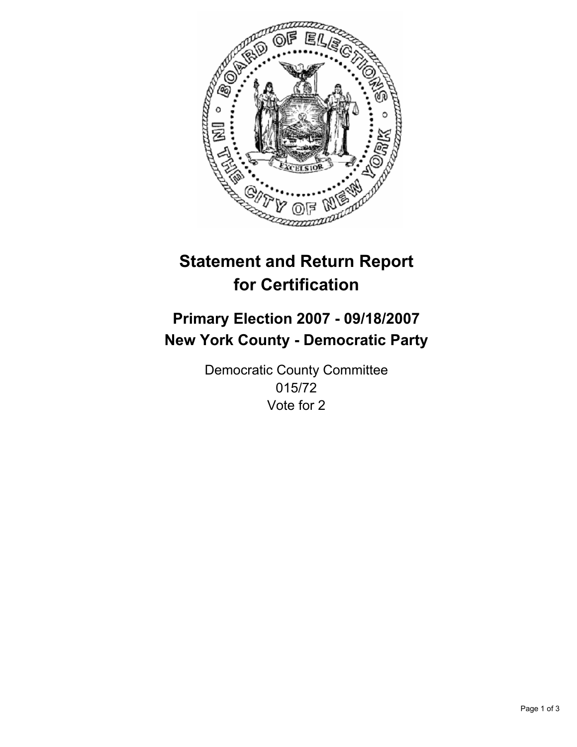# Statement and Return Report for Certification

## Primary Election 2007 - 09/18/2007
## New York County - Democratic Party

Democratic County Committee
015/72
Vote for 2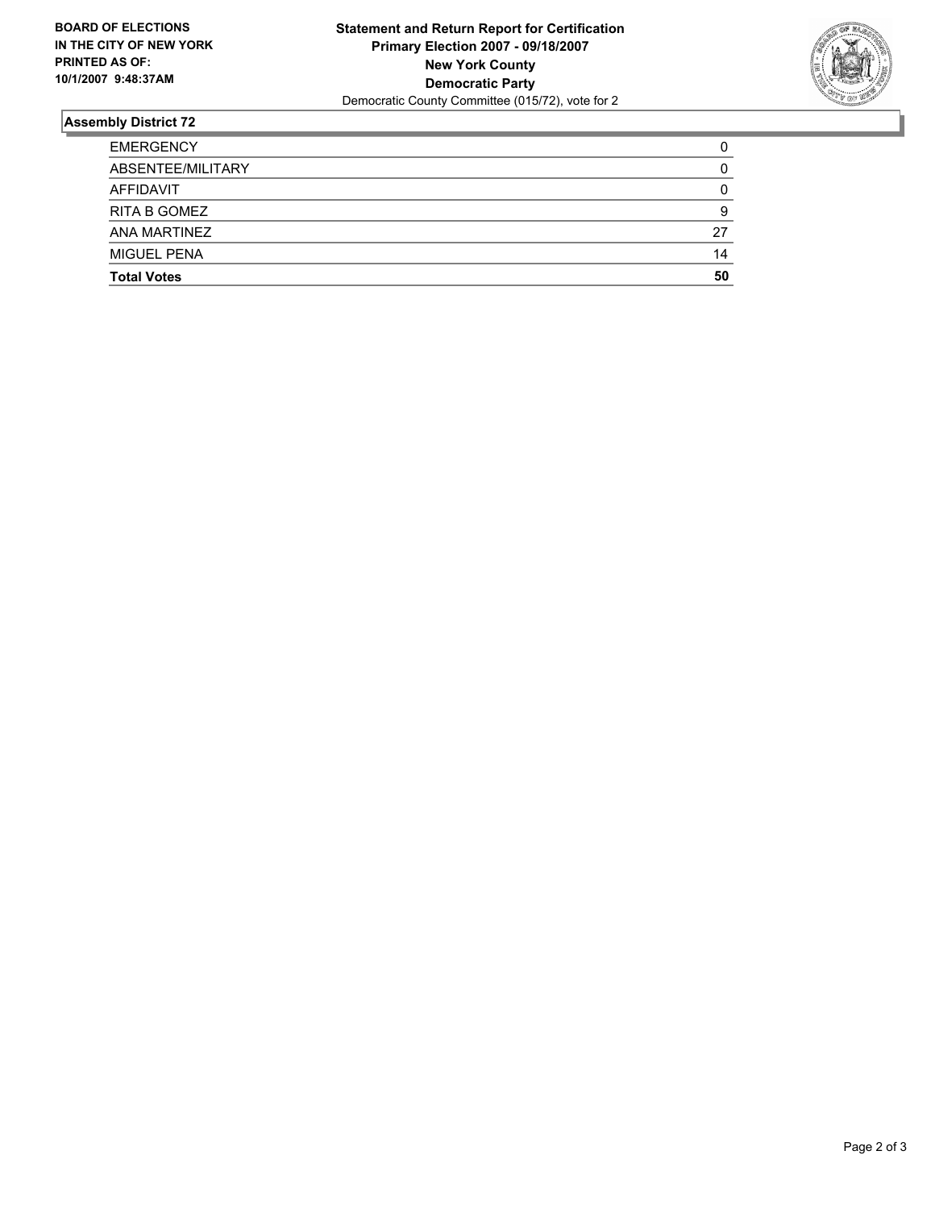**BOARD OF ELECTIONS IN THE CITY OF NEW YORK PRINTED AS OF: 10/1/2007 9:48:37AM**

**Statement and Return Report for Certification**
**Primary Election 2007 - 09/18/2007**
**New York County**
**Democratic Party**
Democratic County Committee (015/72), vote for 2

## Assembly District 72

| | |
|---|---|
| EMERGENCY | 0 |
| ABSENTEE/MILITARY | 0 |
| AFFIDAVIT | 0 |
| RITA B GOMEZ | 9 |
| ANA MARTINEZ | 27 |
| MIGUEL PENA | 14 |
| **Total Votes** | **50** |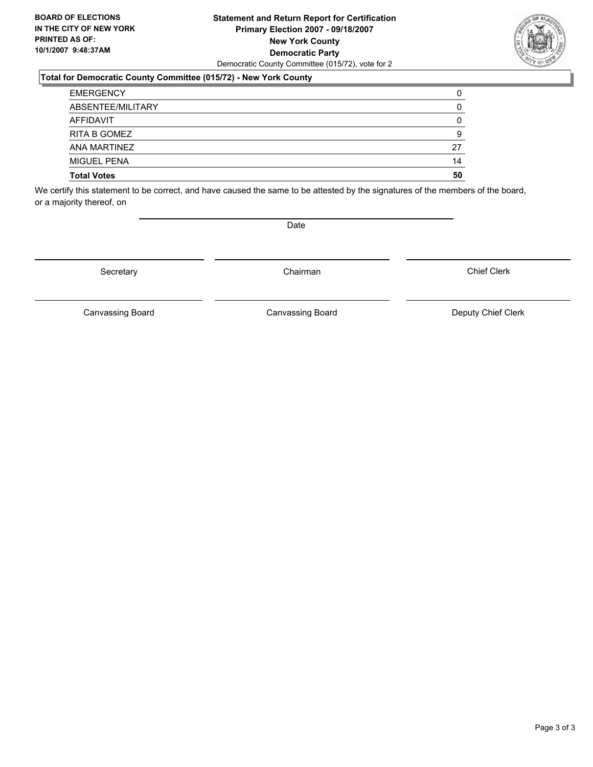**BOARD OF ELECTIONS IN THE CITY OF NEW YORK PRINTED AS OF: 10/1/2007 9:48:37AM**

**Statement and Return Report for Certification**
**Primary Election 2007 - 09/18/2007**
**New York County**
**Democratic Party**
Democratic County Committee (015/72), vote for 2

### Total for Democratic County Committee (015/72) - New York County

| | |
|---|---|
| EMERGENCY | 0 |
| ABSENTEE/MILITARY | 0 |
| AFFIDAVIT | 0 |
| RITA B GOMEZ | 9 |
| ANA MARTINEZ | 27 |
| MIGUEL PENA | 14 |
| **Total Votes** | **50** |

We certify this statement to be correct, and have caused the same to be attested by the signatures of the members of the board, or a majority thereof, on

Date

Secretary

Chairman

Chief Clerk

Canvassing Board

Canvassing Board

Deputy Chief Clerk